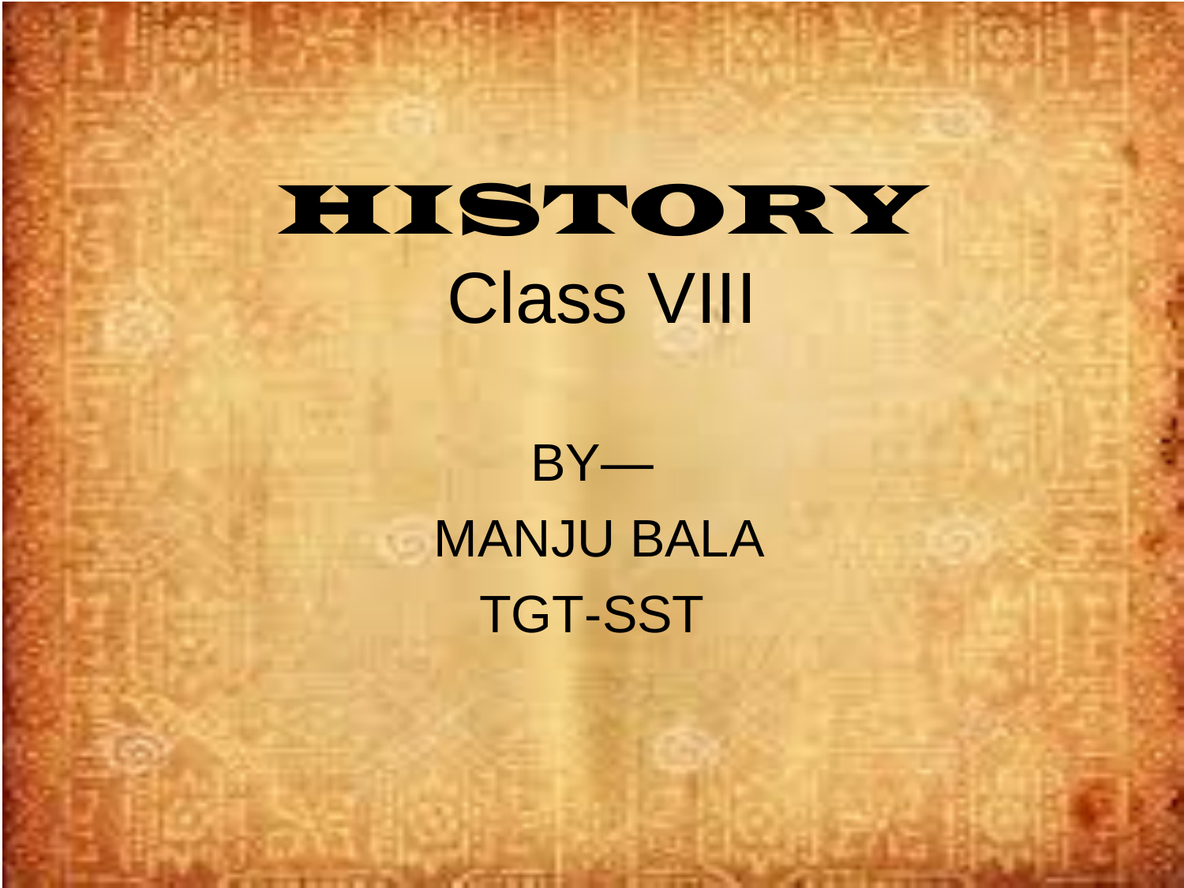# HISTORY

## Class VIII

BY—

MANJU BALA

TGT-SST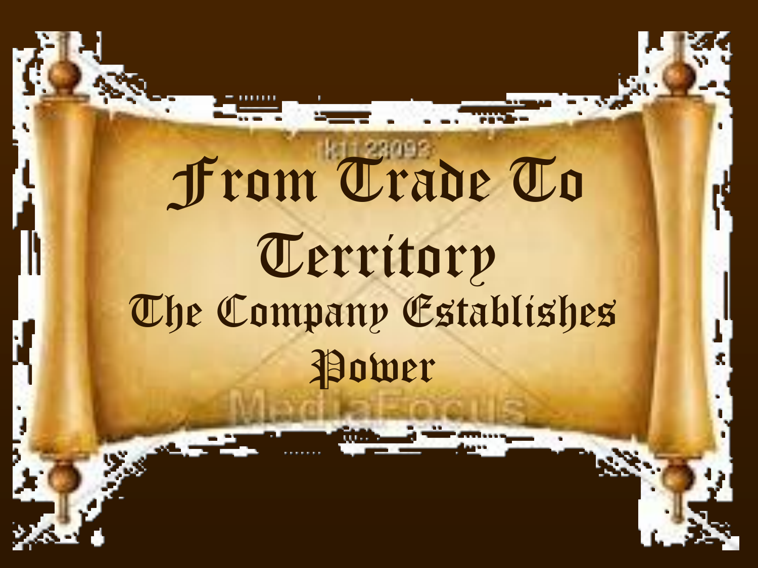# From Trade To Territory

## The Company Establishes Power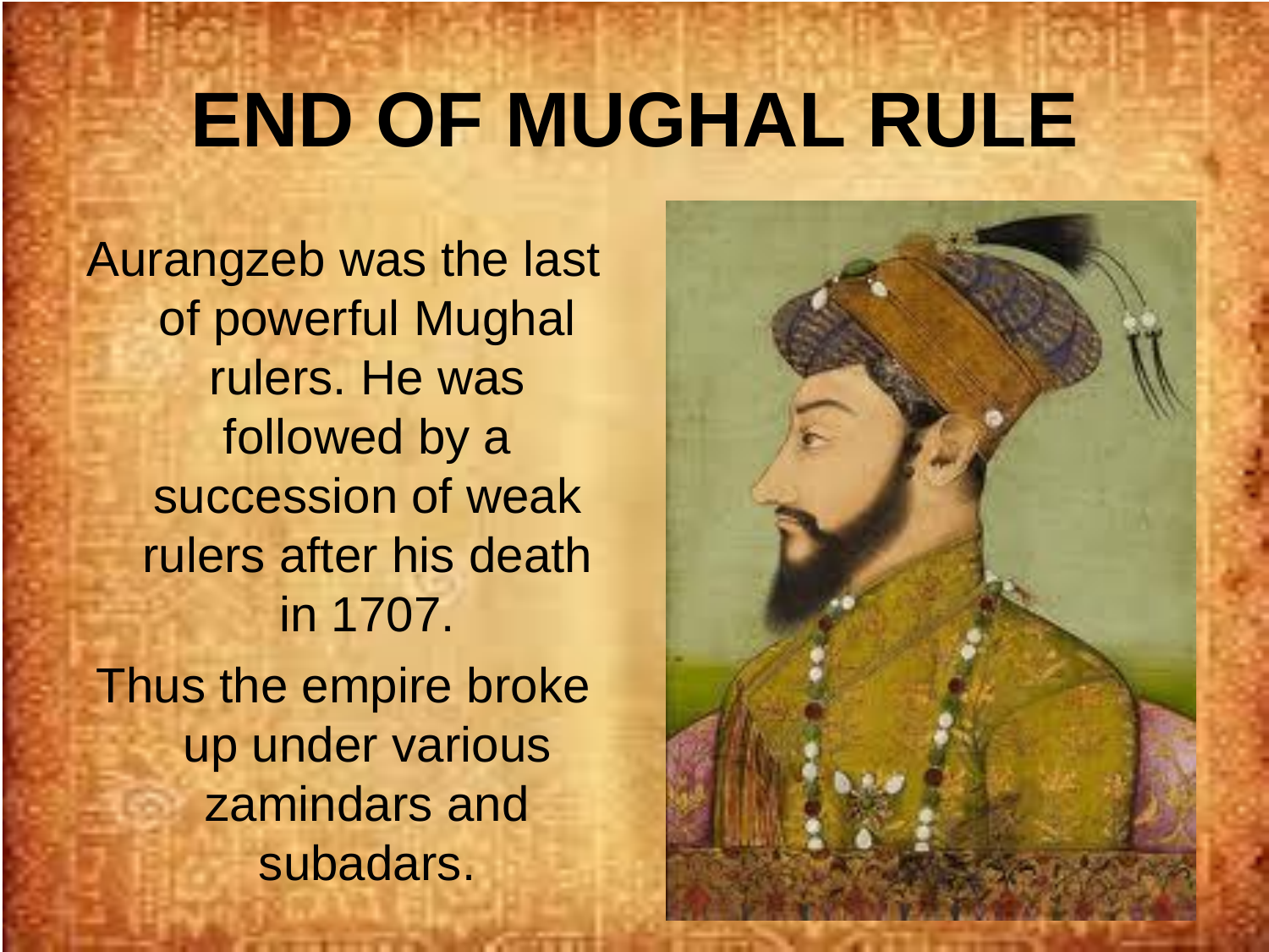# END OF MUGHAL RULE

Aurangzeb was the last of powerful Mughal rulers. He was followed by a succession of weak rulers after his death in 1707.

Thus the empire broke up under various zamindars and subadars.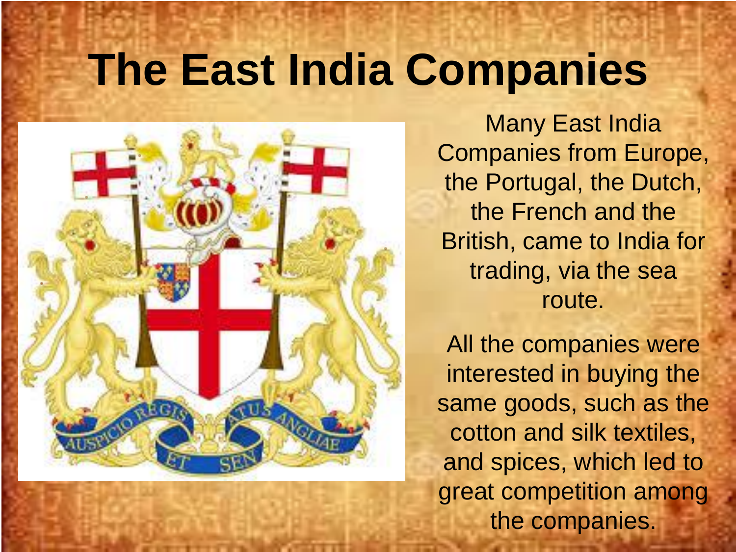# The East India Companies

Many East India Companies from Europe, the Portugal, the Dutch, the French and the British, came to India for trading, via the sea route.

All the companies were interested in buying the same goods, such as the cotton and silk textiles, and spices, which led to great competition among the companies.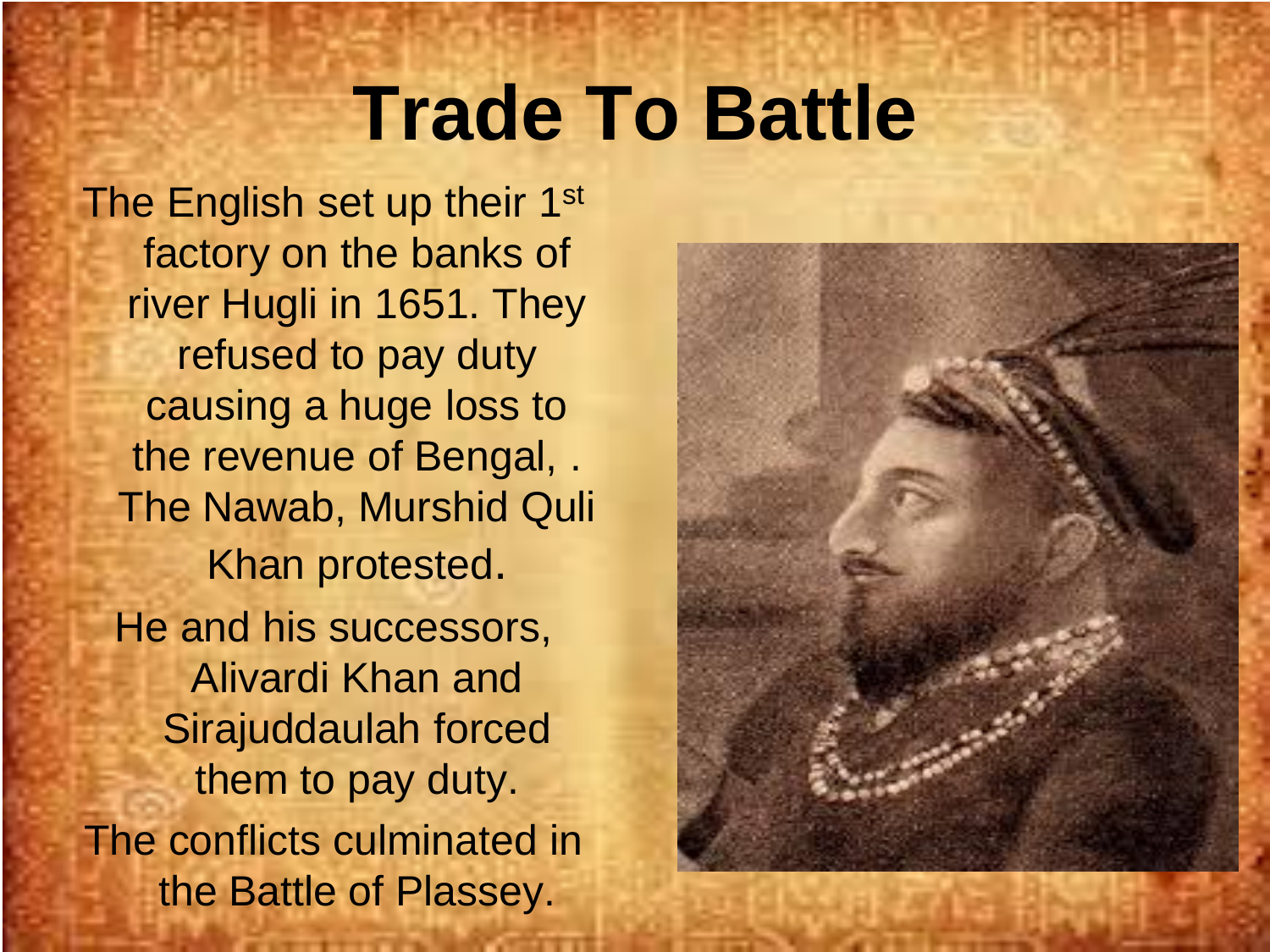# Trade To Battle

The English set up their 1st factory on the banks of river Hugli in 1651. They refused to pay duty causing a huge loss to the revenue of Bengal, . The Nawab, Murshid Quli Khan protested.

He and his successors, Alivardi Khan and Sirajuddaulah forced them to pay duty.

The conflicts culminated in the Battle of Plassey.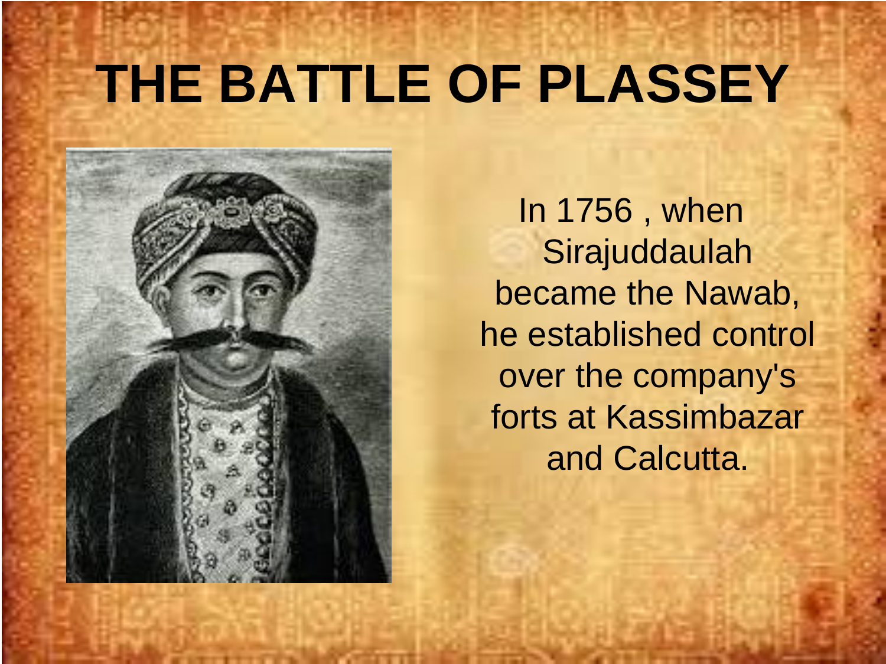# THE BATTLE OF PLASSEY

In 1756 , when Sirajuddaulah became the Nawab, he established control over the company's forts at Kassimbazar and Calcutta.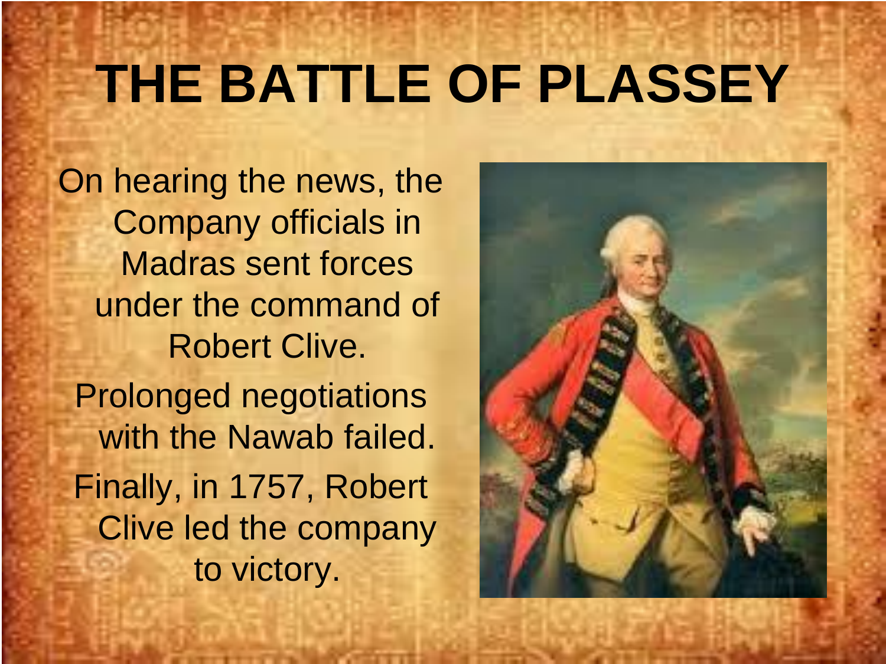# THE BATTLE OF PLASSEY

On hearing the news, the Company officials in Madras sent forces under the command of Robert Clive.

Prolonged negotiations with the Nawab failed.

Finally, in 1757, Robert Clive led the company to victory.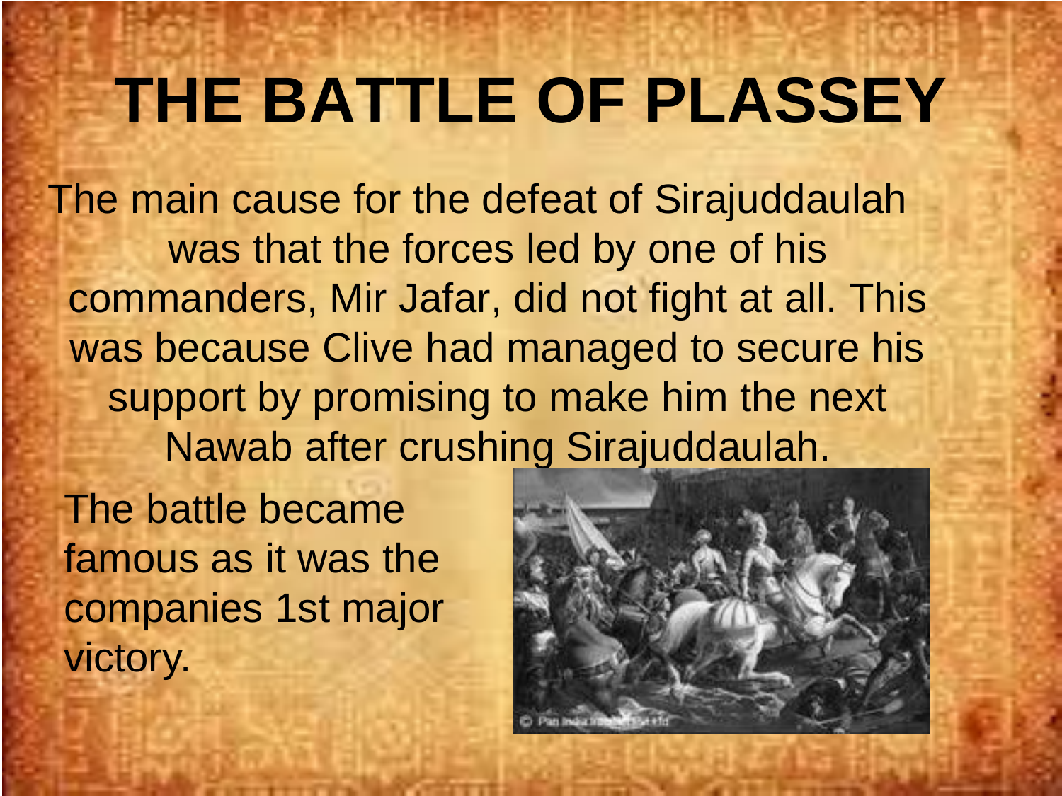# THE BATTLE OF PLASSEY

The main cause for the defeat of Sirajuddaulah was that the forces led by one of his commanders, Mir Jafar, did not fight at all. This was because Clive had managed to secure his support by promising to make him the next Nawab after crushing Sirajuddaulah.

The battle became famous as it was the companies 1st major victory.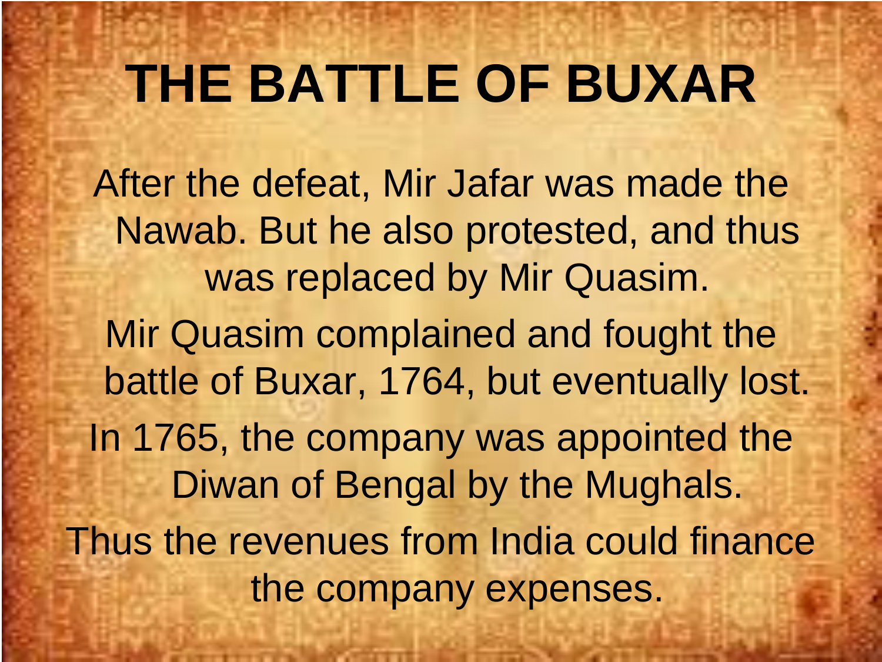# THE BATTLE OF BUXAR

After the defeat, Mir Jafar was made the Nawab. But he also protested, and thus was replaced by Mir Quasim.

Mir Quasim complained and fought the battle of Buxar, 1764, but eventually lost.

In 1765, the company was appointed the Diwan of Bengal by the Mughals.

Thus the revenues from India could finance the company expenses.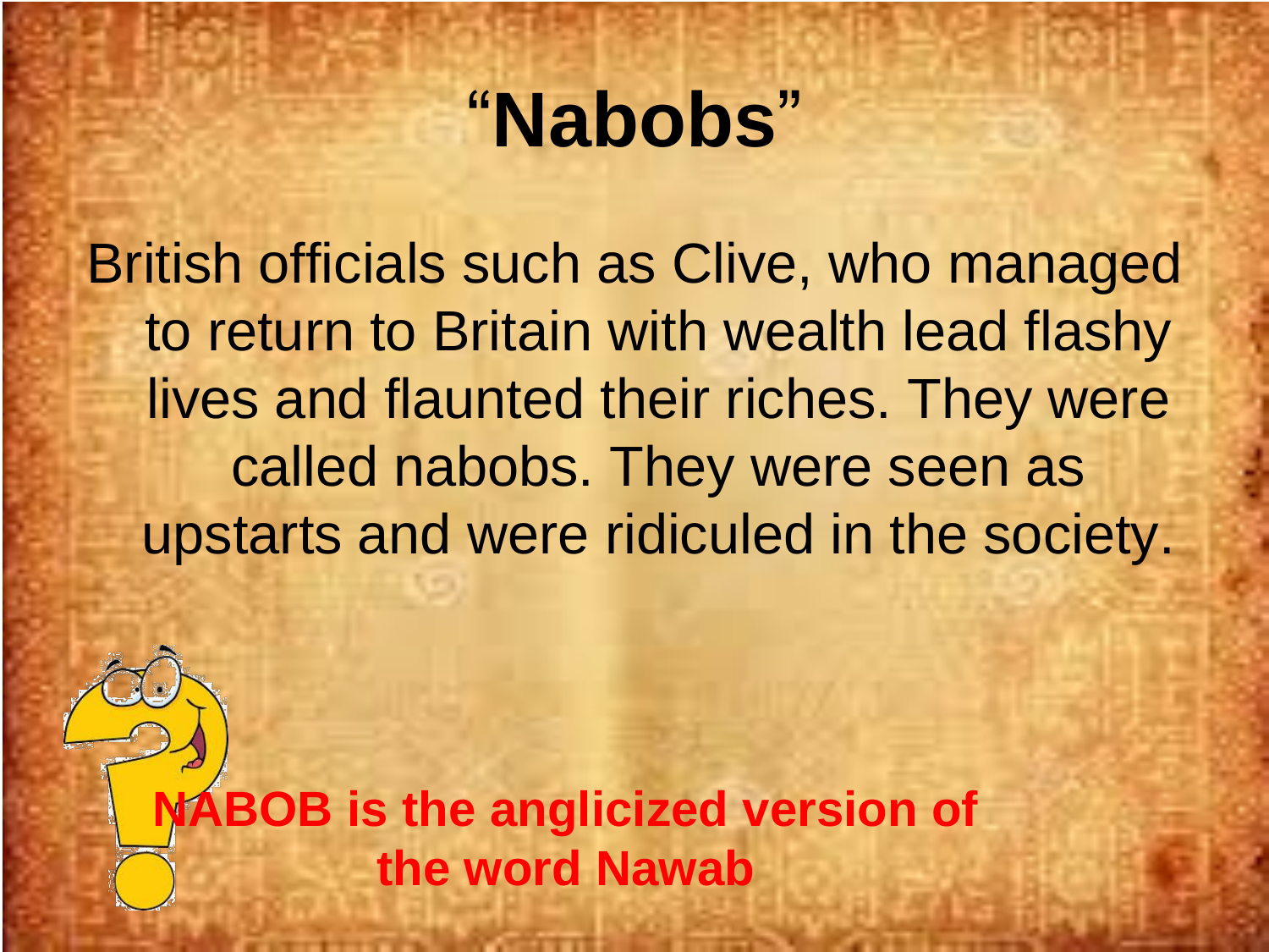# "Nabobs"

British officials such as Clive, who managed to return to Britain with wealth lead flashy lives and flaunted their riches. They were called nabobs. They were seen as upstarts and were ridiculed in the society.

**NABOB is the anglicized version of the word Nawab**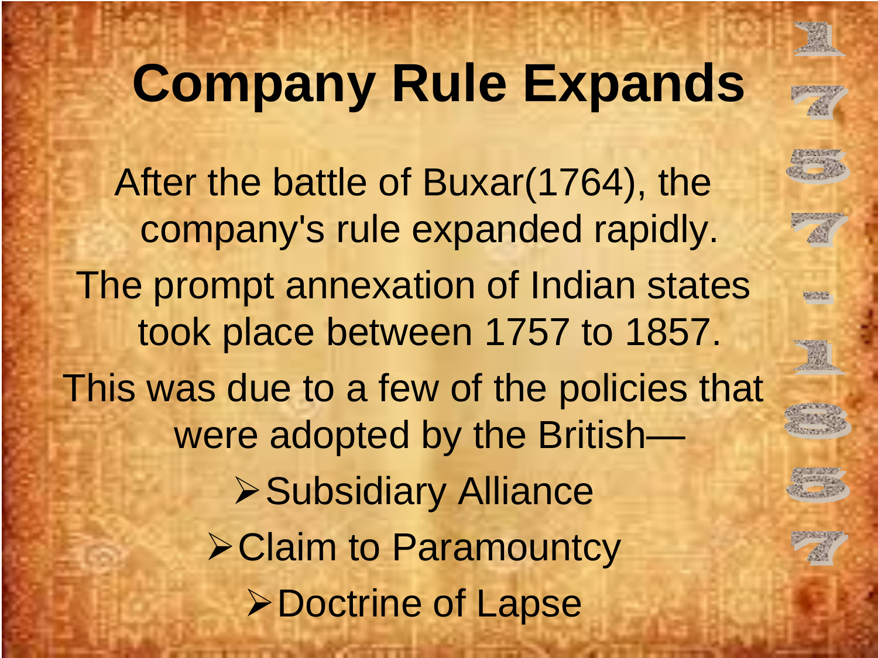# Company Rule Expands

1757 - 1857

After the battle of Buxar(1764), the company's rule expanded rapidly.

The prompt annexation of Indian states took place between 1757 to 1857.

This was due to a few of the policies that were adopted by the British—

- Subsidiary Alliance
- Claim to Paramountcy
- Doctrine of Lapse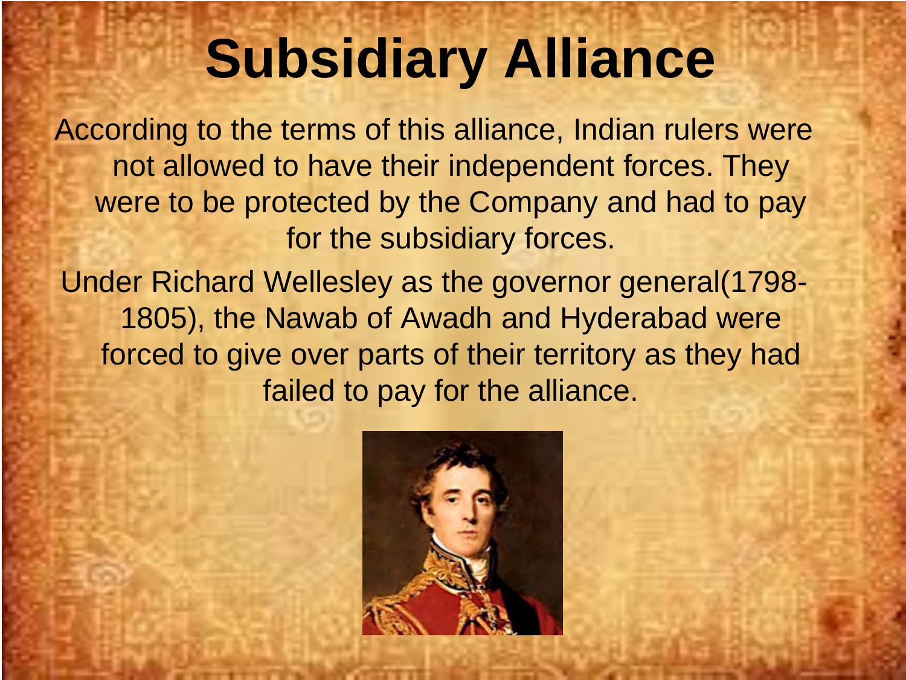# Subsidiary Alliance

According to the terms of this alliance, Indian rulers were not allowed to have their independent forces. They were to be protected by the Company and had to pay for the subsidiary forces.

Under Richard Wellesley as the governor general(1798-1805), the Nawab of Awadh and Hyderabad were forced to give over parts of their territory as they had failed to pay for the alliance.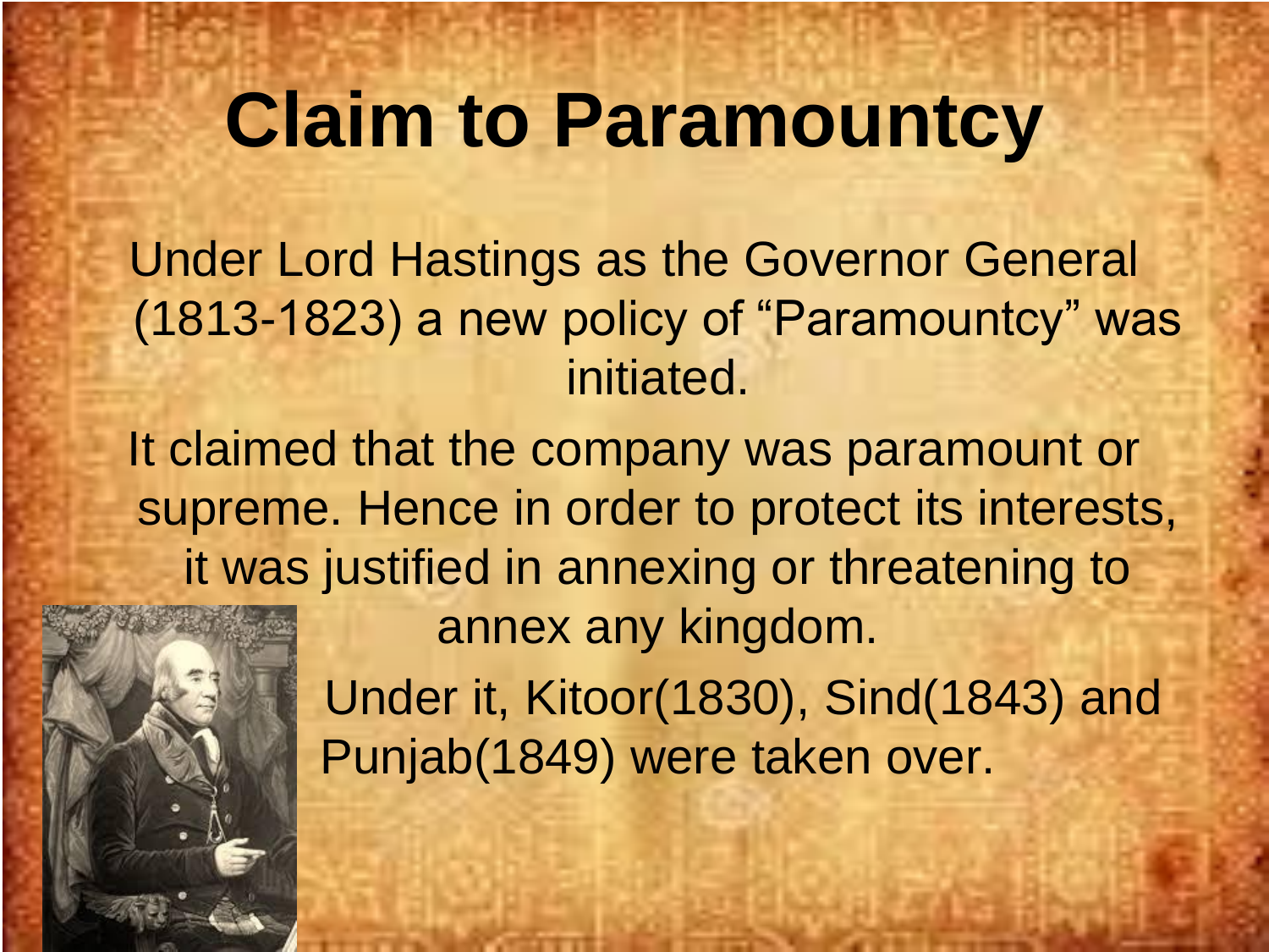# Claim to Paramountcy

Under Lord Hastings as the Governor General (1813-1823) a new policy of "Paramountcy" was initiated.

It claimed that the company was paramount or supreme. Hence in order to protect its interests, it was justified in annexing or threatening to annex any kingdom.

Under it, Kitoor(1830), Sind(1843) and Punjab(1849) were taken over.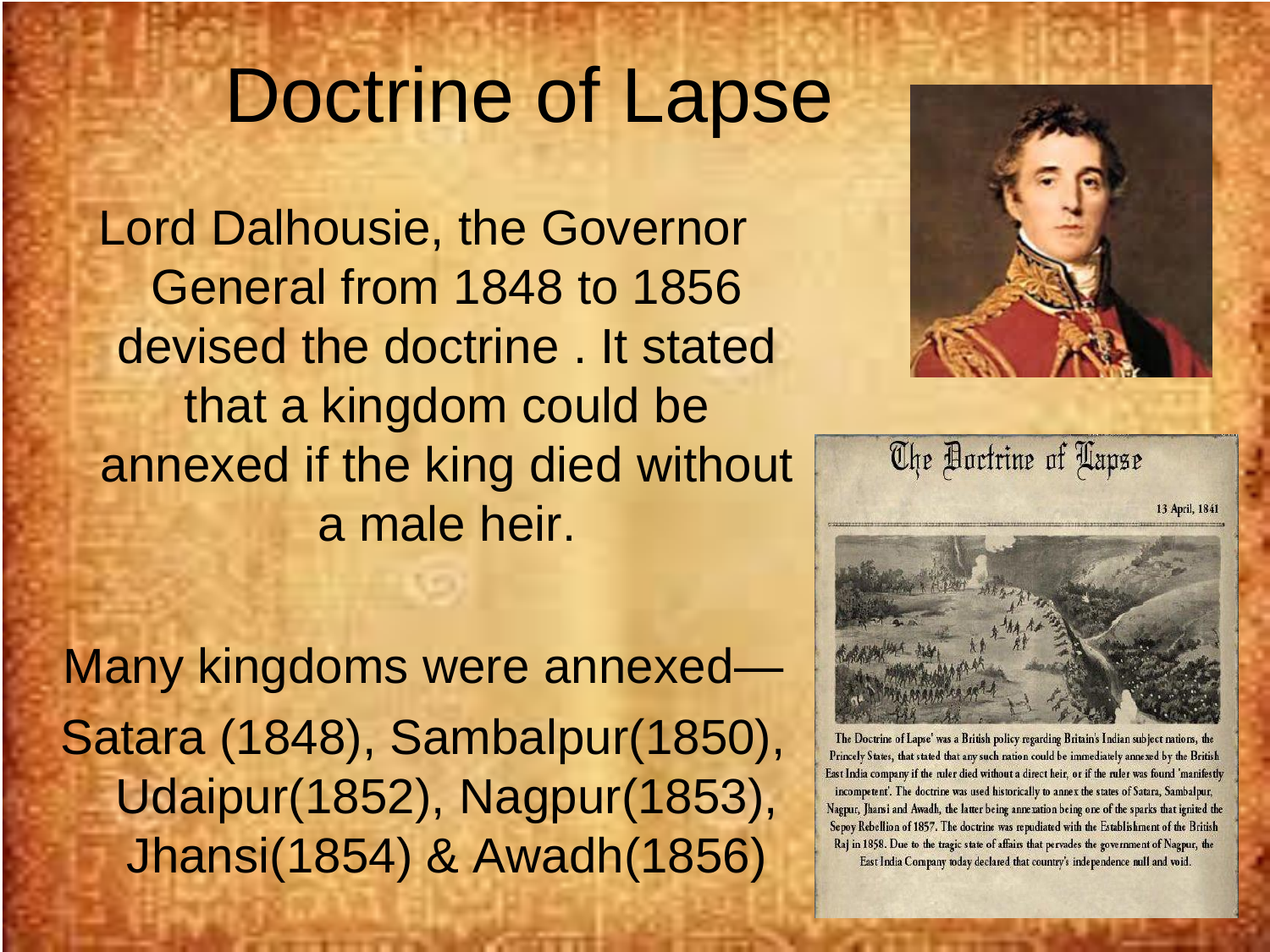# Doctrine of Lapse

Lord Dalhousie, the Governor General from 1848 to 1856 devised the doctrine . It stated that a kingdom could be annexed if the king died without a male heir.

Many kingdoms were annexed—Satara (1848), Sambalpur(1850), Udaipur(1852), Nagpur(1853), Jhansi(1854) & Awadh(1856)

## The Doctrine of Lapse

13 April, 1841

The Doctrine of Lapse' was a British policy regarding Britain's Indian subject nations, the Princely States, that stated that any such nation could be immediately annexed by the British East India company if the ruler died without a direct heir, or if the ruler was found 'manifestly incompetent'. The doctrine was used historically to annex the states of Satara, Sambalpur, Nagpur, Jhansi and Awadh, the latter being annexation being one of the sparks that ignited the Sepoy Rebellion of 1857. The doctrine was repudiated with the Establishment of the British Raj in 1858. Due to the tragic state of affairs that pervades the government of Nagpur, the East India Company today declared that country's independence null and void.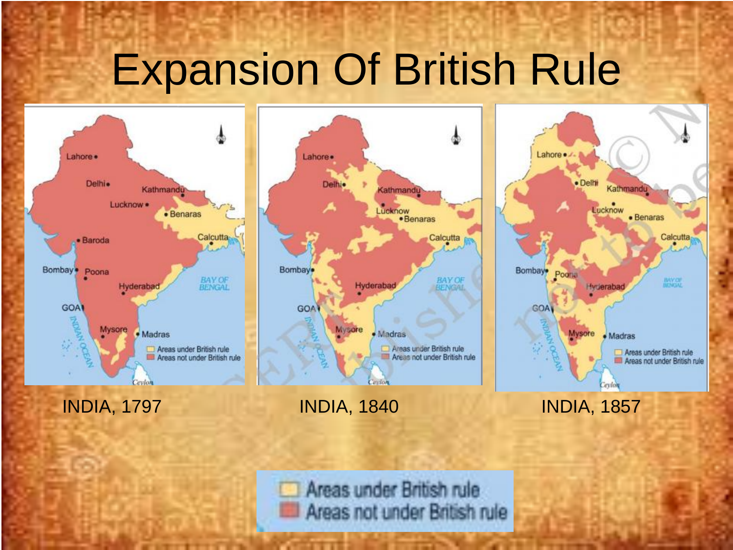# Expansion Of British Rule

INDIA, 1797

INDIA, 1840

INDIA, 1857

Areas under British rule
Areas not under British rule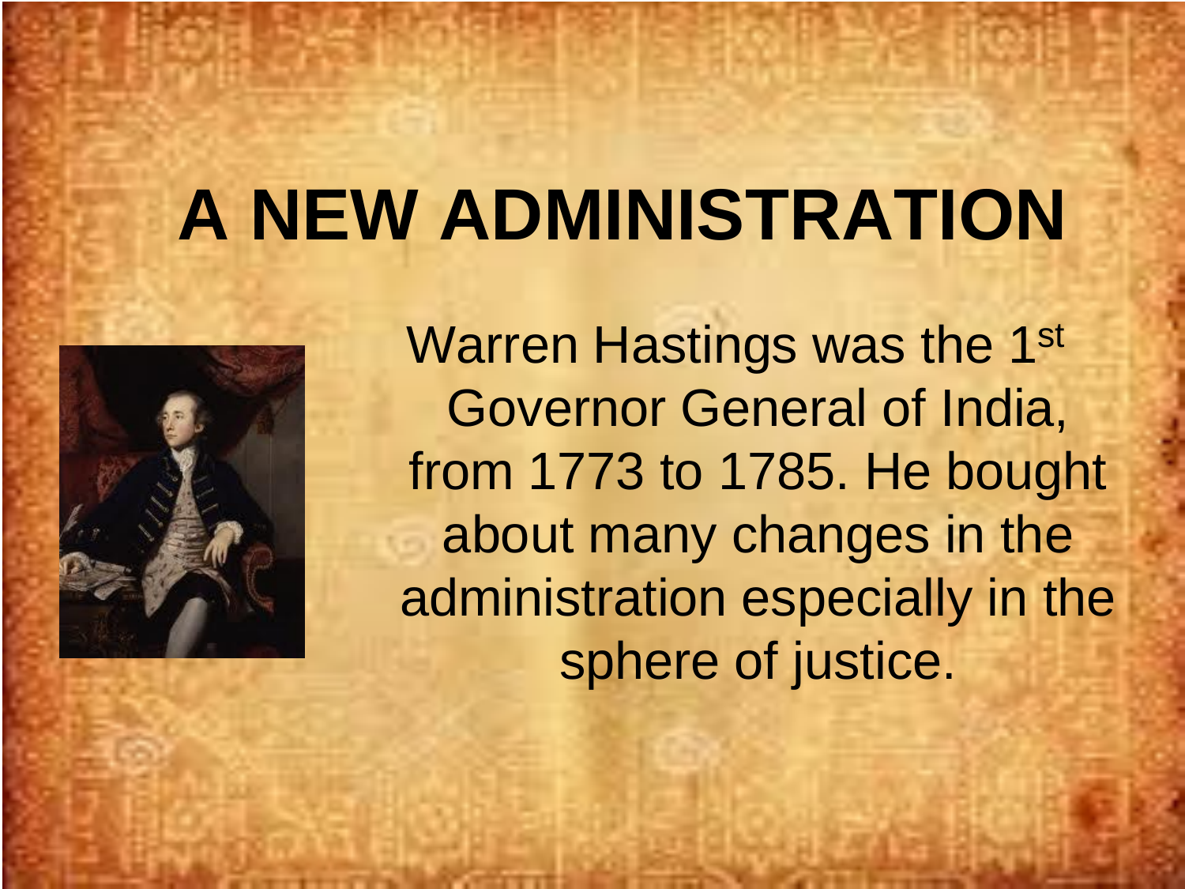# A NEW ADMINISTRATION

Warren Hastings was the 1st Governor General of India, from 1773 to 1785. He bought about many changes in the administration especially in the sphere of justice.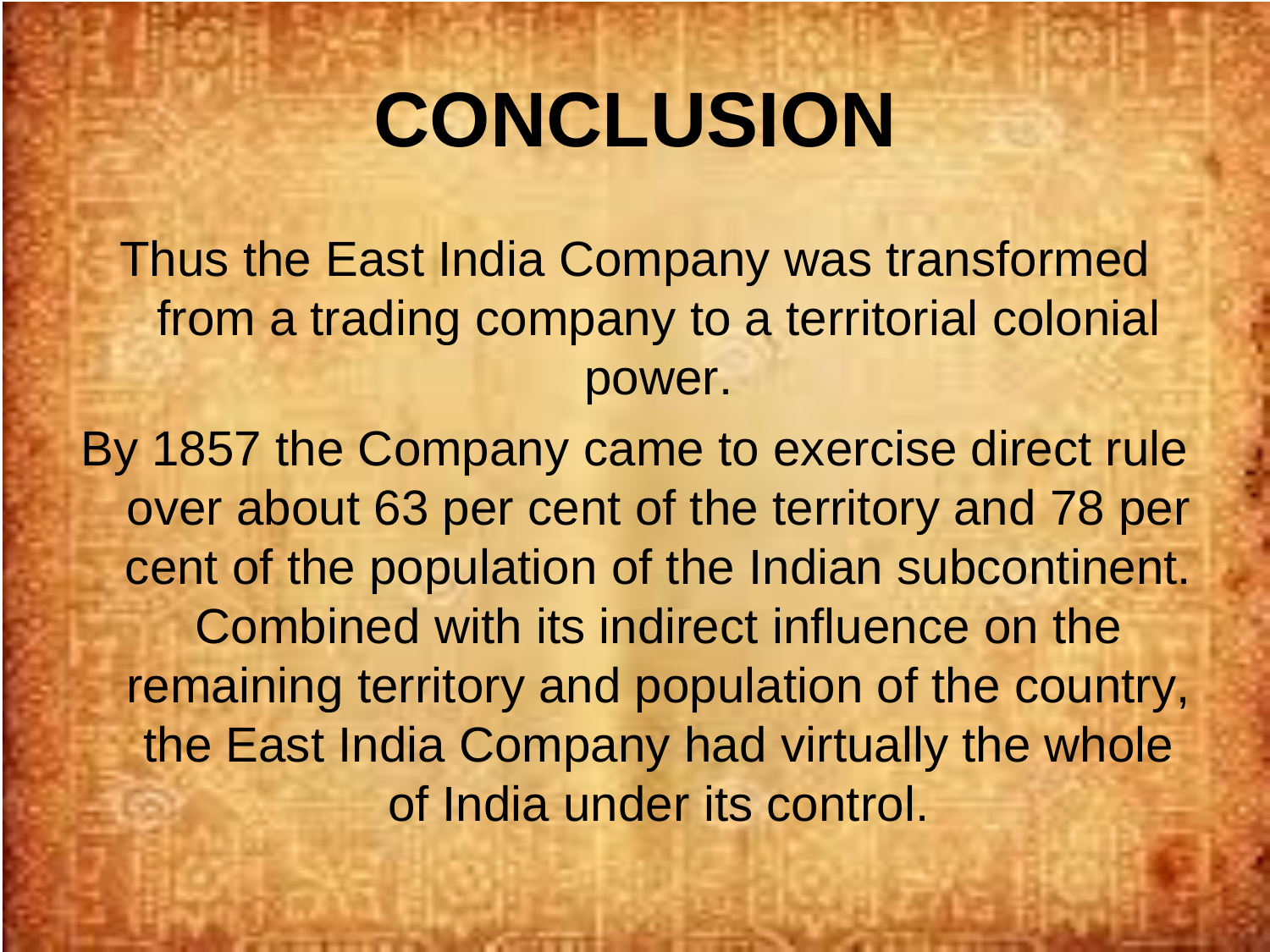# CONCLUSION

Thus the East India Company was transformed from a trading company to a territorial colonial power.

By 1857 the Company came to exercise direct rule over about 63 per cent of the territory and 78 per cent of the population of the Indian subcontinent. Combined with its indirect influence on the remaining territory and population of the country, the East India Company had virtually the whole of India under its control.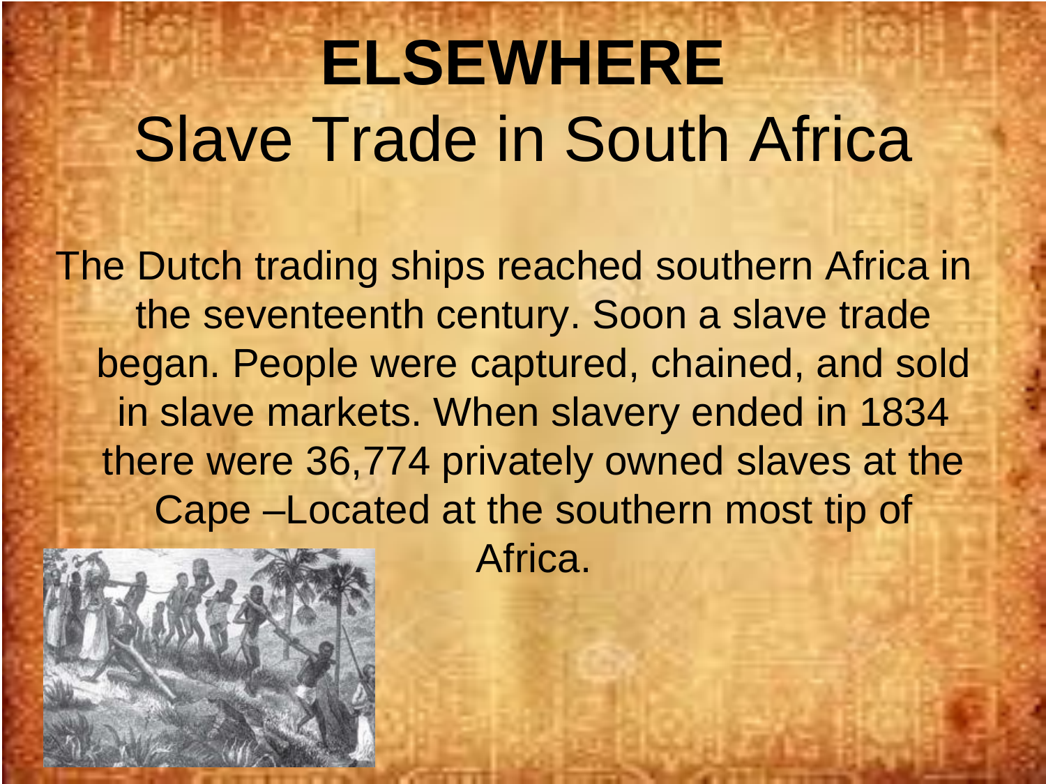# ELSEWHERE

## Slave Trade in South Africa

The Dutch trading ships reached southern Africa in the seventeenth century. Soon a slave trade began. People were captured, chained, and sold in slave markets. When slavery ended in 1834 there were 36,774 privately owned slaves at the Cape –Located at the southern most tip of Africa.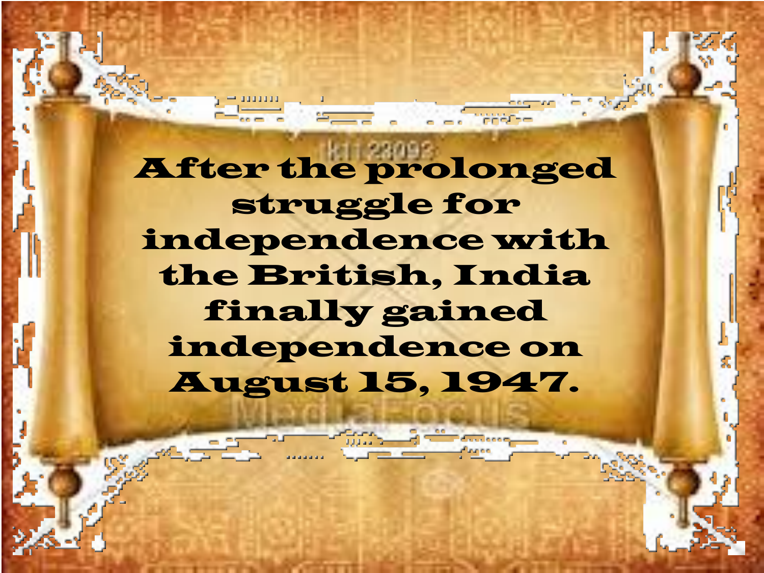After the prolonged struggle for independence with the British, India finally gained independence on August 15, 1947.